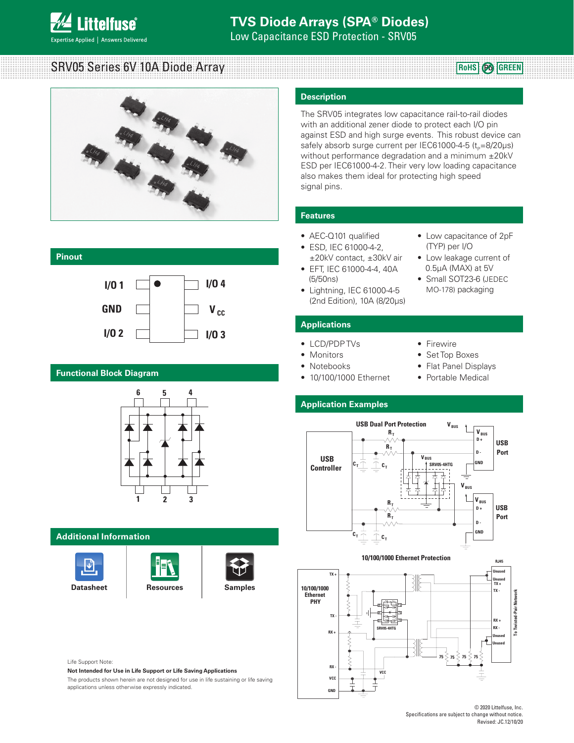# TVS Diode Arrays (SPA® Diodes)

Low Capacitance ESD Protection - SRV05

## SRV05 Series 6V 10A Diode Array

RoHS Pb GREEN

## Description

The SRV05 integrates low capacitance rail-to-rail diodes with an additional zener diode to protect each I/O pin against ESD and high surge events. This robust device can safely absorb surge current per IEC61000-4-5 ($t_p$=8/20μs) without performance degradation and a minimum ±20kV ESD per IEC61000-4-2. Their very low loading capacitance also makes them ideal for protecting high speed signal pins.

## Pinout

| | | |
|---|---|---|
| I/O 1 | | I/O 4 |
| GND | | $V_{CC}$ |
| I/O 2 | | I/O 3 |

## Features

- AEC-Q101 qualified
- ESD, IEC 61000-4-2, ±20kV contact, ±30kV air
- EFT, IEC 61000-4-4, 40A (5/50ns)
- Lightning, IEC 61000-4-5 (2nd Edition), 10A (8/20μs)
- Low capacitance of 2pF (TYP) per I/O
- Low leakage current of 0.5μA (MAX) at 5V
- Small SOT23-6 (JEDEC MO-178) packaging

## Applications

- LCD/PDP TVs
- Monitors
- Notebooks
- 10/100/1000 Ethernet
- Firewire
- Set Top Boxes
- Flat Panel Displays
- Portable Medical

## Functional Block Diagram

## Application Examples

USB Dual Port Protection

10/100/1000 Ethernet Protection

## Additional Information

Datasheet | Resources | Samples

Life Support Note:

**Not Intended for Use in Life Support or Life Saving Applications**

The products shown herein are not designed for use in life sustaining or life saving applications unless otherwise expressly indicated.

© 2020 Littelfuse, Inc.
Specifications are subject to change without notice.
Revised: JC.12/10/20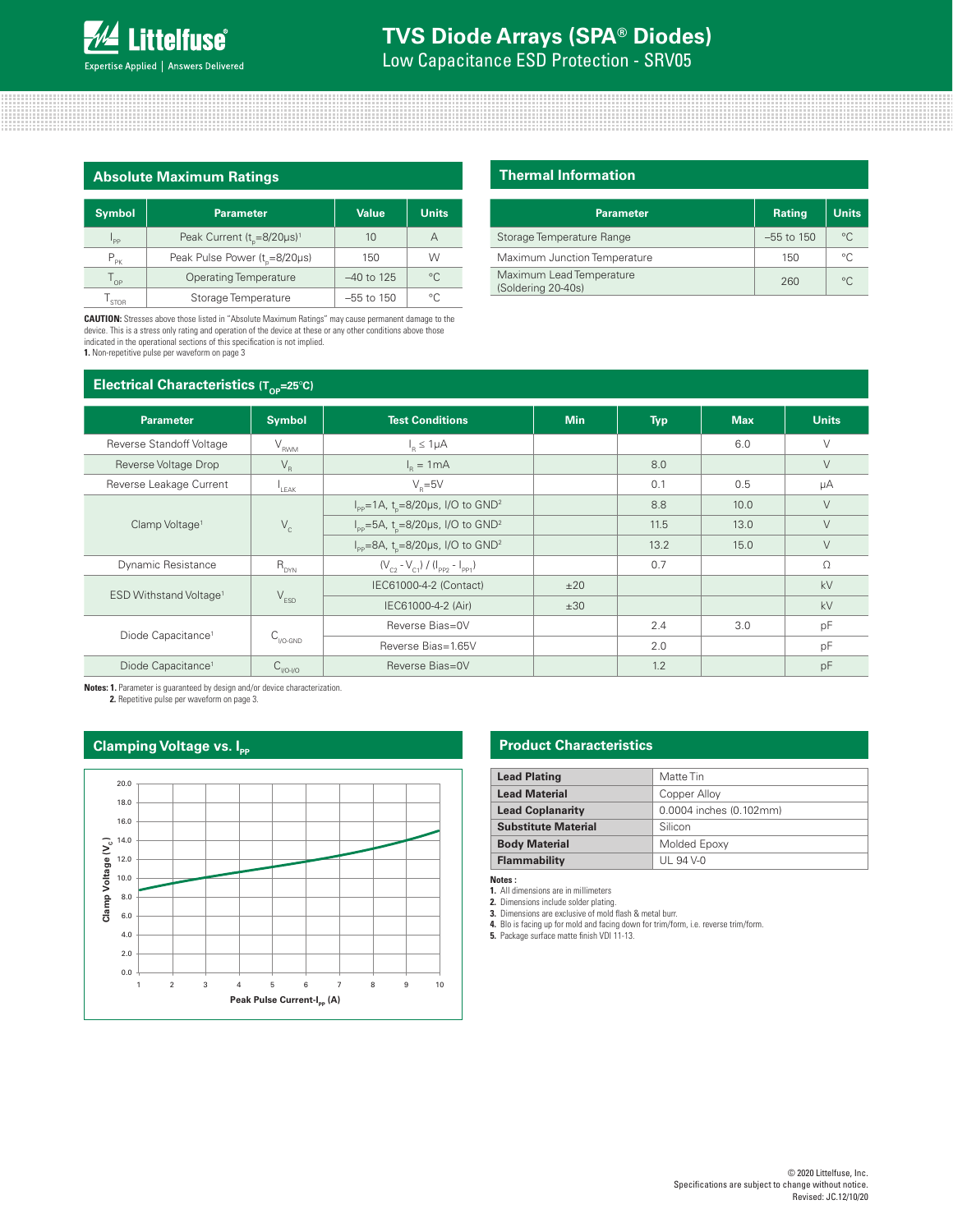# TVS Diode Arrays (SPA® Diodes)

Low Capacitance ESD Protection - SRV05

## Absolute Maximum Ratings

| Symbol | Parameter | Value | Units |
|---|---|---|---|
| $I_{PP}$ | Peak Current ($t_p$=8/20μs)[1] | 10 | A |
| $P_{PK}$ | Peak Pulse Power ($t_p$=8/20μs) | 150 | W |
| $T_{OP}$ | Operating Temperature | –40 to 125 | °C |
| $T_{STOR}$ | Storage Temperature | –55 to 150 | °C |

**CAUTION:** Stresses above those listed in "Absolute Maximum Ratings" may cause permanent damage to the device. This is a stress only rating and operation of the device at these or any other conditions above those indicated in the operational sections of this specification is not implied.

**1.** Non-repetitive pulse per waveform on page 3

## Thermal Information

| Parameter | Rating | Units |
|---|---|---|
| Storage Temperature Range | –55 to 150 | °C |
| Maximum Junction Temperature | 150 | °C |
| Maximum Lead Temperature (Soldering 20-40s) | 260 | °C |

## Electrical Characteristics ($T_{OP}$=25°C)

| Parameter | Symbol | Test Conditions | Min | Typ | Max | Units |
|---|---|---|---|---|---|---|
| Reverse Standoff Voltage | $V_{RWM}$ | $I_R \leq 1\mu A$ | | | 6.0 | V |
| Reverse Voltage Drop | $V_R$ | $I_R$ = 1mA | | 8.0 | | V |
| Reverse Leakage Current | $I_{LEAK}$ | $V_R$=5V | | 0.1 | 0.5 | μA |
| Clamp Voltage[1] | $V_C$ | $I_{PP}$=1A, $t_p$=8/20μs, I/O to GND[2] | | 8.8 | 10.0 | V |
| | | $I_{PP}$=5A, $t_p$=8/20μs, I/O to GND[2] | | 11.5 | 13.0 | V |
| | | $I_{PP}$=8A, $t_p$=8/20μs, I/O to GND[2] | | 13.2 | 15.0 | V |
| Dynamic Resistance | $R_{DYN}$ | $(V_{C2} - V_{C1}) / (I_{PP2} - I_{PP1})$ | | 0.7 | | Ω |
| ESD Withstand Voltage[1] | $V_{ESD}$ | IEC61000-4-2 (Contact) | ±20 | | | kV |
| | | IEC61000-4-2 (Air) | ±30 | | | kV |
| Diode Capacitance[1] | $C_{I/O-GND}$ | Reverse Bias=0V | | 2.4 | 3.0 | pF |
| | | Reverse Bias=1.65V | | 2.0 | | pF |
| Diode Capacitance[1] | $C_{I/O-I/O}$ | Reverse Bias=0V | | 1.2 | | pF |

**Notes: 1.** Parameter is guaranteed by design and/or device characterization.
**2.** Repetitive pulse per waveform on page 3.

## Clamping Voltage vs. $I_{PP}$

## Product Characteristics

| | |
|---|---|
| **Lead Plating** | Matte Tin |
| **Lead Material** | Copper Alloy |
| **Lead Coplanarity** | 0.0004 inches (0.102mm) |
| **Substitute Material** | Silicon |
| **Body Material** | Molded Epoxy |
| **Flammability** | UL 94 V-0 |

**Notes :**

1. All dimensions are in millimeters
2. Dimensions include solder plating.
3. Dimensions are exclusive of mold flash & metal burr.
4. Blo is facing up for mold and facing down for trim/form, i.e. reverse trim/form.
5. Package surface matte finish VDI 11-13.

© 2020 Littelfuse, Inc.
Specifications are subject to change without notice.
Revised: JC.12/10/20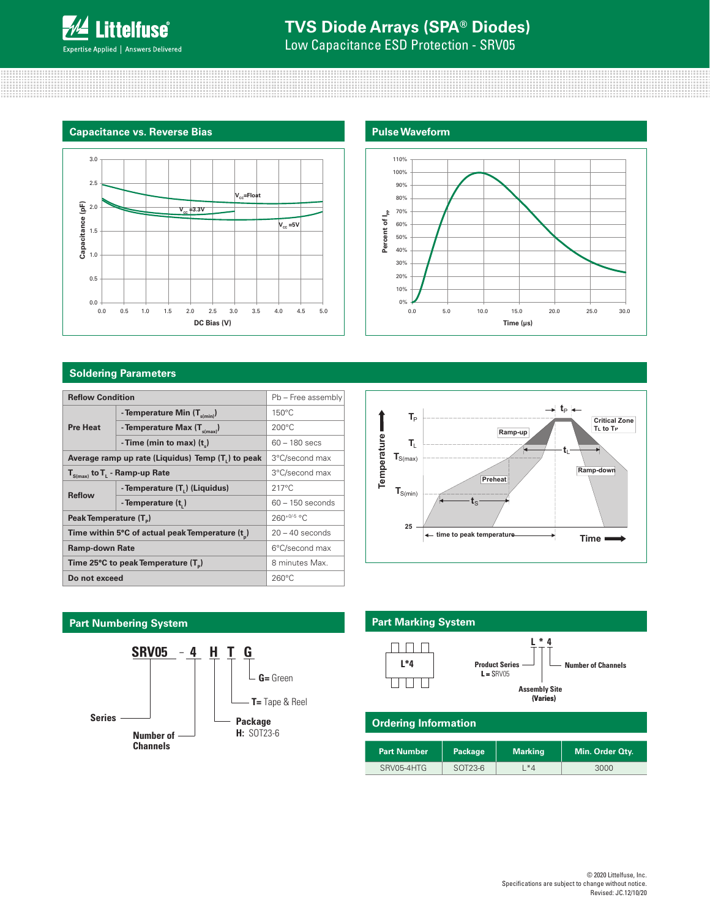## Capacitance vs. Reverse Bias

## Pulse Waveform

## Soldering Parameters

| Reflow Condition | | Pb – Free assembly |
|---|---|---|
| Pre Heat | - Temperature Min ($T_{s(min)}$) | 150°C |
| | - Temperature Max ($T_{s(max)}$) | 200°C |
| | - Time (min to max) ($t_s$) | 60 – 180 secs |
| Average ramp up rate (Liquidus) Temp ($T_L$) to peak | | 3°C/second max |
| $T_{S(max)}$ to $T_L$ - Ramp-up Rate | | 3°C/second max |
| Reflow | - Temperature ($T_L$) (Liquidus) | 217°C |
| | - Temperature ($t_L$) | 60 – 150 seconds |
| Peak Temperature ($T_P$) | | $260^{+0/-5}$ °C |
| Time within 5°C of actual peak Temperature ($t_p$) | | 20 – 40 seconds |
| Ramp-down Rate | | 6°C/second max |
| Time 25°C to peak Temperature ($T_P$) | | 8 minutes Max. |
| Do not exceed | | 260°C |

## Part Numbering System

SRV05 – 4 H T G

- Series
- Number of Channels
- Package — H: SOT23-6
- T= Tape & Reel
- G= Green

## Part Marking System

L*4

- L — Product Series, L = SRV05
- * — Assembly Site (Varies)
- 4 — Number of Channels

## Ordering Information

| Part Number | Package | Marking | Min. Order Qty. |
|---|---|---|---|
| SRV05-4HTG | SOT23-6 | L*4 | 3000 |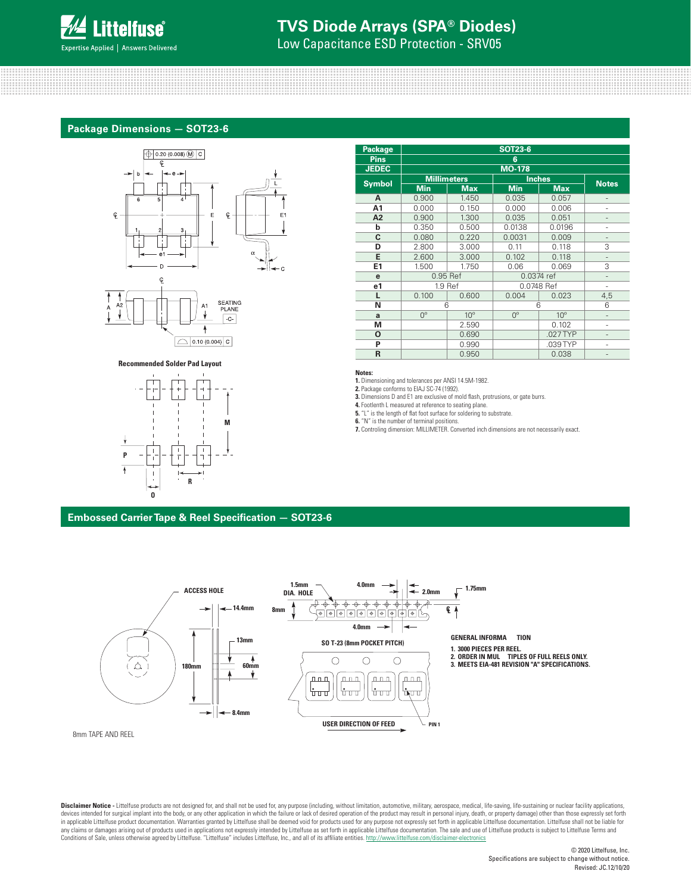## Package Dimensions — SOT23-6

Recommended Solder Pad Layout

| Package | SOT23-6 | | | | |
|---|---|---|---|---|---|
| Pins | 6 | | | | |
| JEDEC | MO-178 | | | | |
| Symbol | Millimeters | | Inches | | Notes |
| | Min | Max | Min | Max | |
| A | 0.900 | 1.450 | 0.035 | 0.057 | - |
| A1 | 0.000 | 0.150 | 0.000 | 0.006 | - |
| A2 | 0.900 | 1.300 | 0.035 | 0.051 | - |
| b | 0.350 | 0.500 | 0.0138 | 0.0196 | - |
| C | 0.080 | 0.220 | 0.0031 | 0.009 | - |
| D | 2.800 | 3.000 | 0.11 | 0.118 | 3 |
| E | 2.600 | 3.000 | 0.102 | 0.118 | - |
| E1 | 1.500 | 1.750 | 0.06 | 0.069 | 3 |
| e | 0.95 Ref | | 0.0374 ref | | - |
| e1 | 1.9 Ref | | 0.0748 Ref | | - |
| L | 0.100 | 0.600 | 0.004 | 0.023 | 4,5 |
| N | 6 | | 6 | | 6 |
| a | 0° | 10° | 0° | 10° | - |
| M | | 2.590 | | 0.102 | - |
| O | | 0.690 | | .027 TYP | - |
| P | | 0.990 | | .039 TYP | - |
| R | | 0.950 | | 0.038 | - |

**Notes:**

1. Dimensioning and tolerances per ANSI 14.5M-1982.
2. Package conforms to EIAJ SC-74 (1992).
3. Dimensions D and E1 are exclusive of mold flash, protrusions, or gate burrs.
4. Footlenth L measured at reference to seating plane.
5. "L" is the length of flat foot surface for soldering to substrate.
6. "N" is the number of terminal positions.
7. Controling dimension: MILLIMETER. Converted inch dimensions are not necessarily exact.

## Embossed Carrier Tape & Reel Specification — SOT23-6

ACCESS HOLE
14.4mm
13mm
180mm
60mm
8.4mm
8mm TAPE AND REEL

1.5mm DIA. HOLE
4.0mm
2.0mm
1.75mm
8mm
4.0mm
SO T-23 (8mm POCKET PITCH)
USER DIRECTION OF FEED
PIN 1

**GENERAL INFORMATION**

1. **3000 PIECES PER REEL.**
2. **ORDER IN MULTIPLES OF FULL REELS ONLY.**
3. **MEETS EIA-481 REVISION "A" SPECIFICATIONS.**

**Disclaimer Notice -** Littelfuse products are not designed for, and shall not be used for, any purpose (including, without limitation, automotive, military, aerospace, medical, life-saving, life-sustaining or nuclear facility applications, devices intended for surgical implant into the body, or any other application in which the failure or lack of desired operation of the product may result in personal injury, death, or property damage) other than those expressly set forth in applicable Littelfuse product documentation. Warranties granted by Littelfuse shall be deemed void for products used for any purpose not expressly set forth in applicable Littelfuse documentation. Littelfuse shall not be liable for any claims or damages arising out of products used in applications not expressly intended by Littelfuse as set forth in applicable Littelfuse documentation. The sale and use of Littelfuse products is subject to Littelfuse Terms and Conditions of Sale, unless otherwise agreed by Littelfuse. "Littelfuse" includes Littelfuse, Inc., and all of its affiliate entities. http://www.littelfuse.com/disclaimer-electronics

© 2020 Littelfuse, Inc.
Specifications are subject to change without notice.
Revised: JC.12/10/20